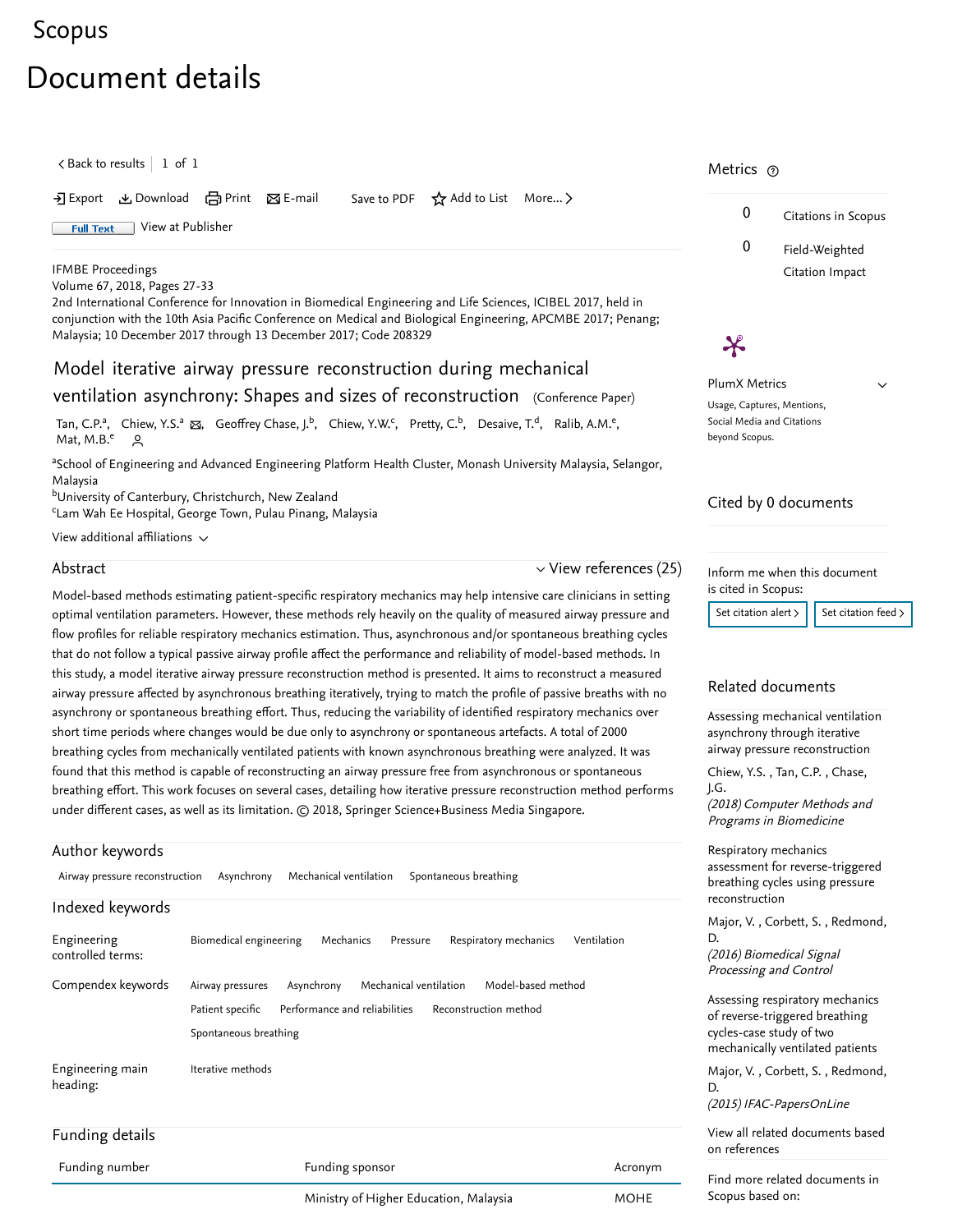Scopus

# Document details

< Back to results | 1 of 1

Export Download Print E-mail Save to PDF Add to List More...

Full Text View at Publisher

IFMBE Proceedings
Volume 67, 2018, Pages 27-33
2nd International Conference for Innovation in Biomedical Engineering and Life Sciences, ICIBEL 2017, held in conjunction with the 10th Asia Pacific Conference on Medical and Biological Engineering, APCMBE 2017; Penang; Malaysia; 10 December 2017 through 13 December 2017; Code 208329

## Model iterative airway pressure reconstruction during mechanical ventilation asynchrony: Shapes and sizes of reconstruction (Conference Paper)

Tan, C.P.[a], Chiew, Y.S.[a], Geoffrey Chase, J.[b], Chiew, Y.W.[c], Pretty, C.[b], Desaive, T.[d], Ralib, A.M.[e], Mat, M.B.[e]

[a]School of Engineering and Advanced Engineering Platform Health Cluster, Monash University Malaysia, Selangor, Malaysia
[b]University of Canterbury, Christchurch, New Zealand
[c]Lam Wah Ee Hospital, George Town, Pulau Pinang, Malaysia

View additional affiliations

### Abstract

View references (25)

Model-based methods estimating patient-specific respiratory mechanics may help intensive care clinicians in setting optimal ventilation parameters. However, these methods rely heavily on the quality of measured airway pressure and flow profiles for reliable respiratory mechanics estimation. Thus, asynchronous and/or spontaneous breathing cycles that do not follow a typical passive airway profile affect the performance and reliability of model-based methods. In this study, a model iterative airway pressure reconstruction method is presented. It aims to reconstruct a measured airway pressure affected by asynchronous breathing iteratively, trying to match the profile of passive breaths with no asynchrony or spontaneous breathing effort. Thus, reducing the variability of identified respiratory mechanics over short time periods where changes would be due only to asynchrony or spontaneous artefacts. A total of 2000 breathing cycles from mechanically ventilated patients with known asynchronous breathing were analyzed. It was found that this method is capable of reconstructing an airway pressure free from asynchronous or spontaneous breathing effort. This work focuses on several cases, detailing how iterative pressure reconstruction method performs under different cases, as well as its limitation. © 2018, Springer Science+Business Media Singapore.

### Author keywords

Airway pressure reconstruction; Asynchrony; Mechanical ventilation; Spontaneous breathing

### Indexed keywords

| | |
|---|---|
| Engineering controlled terms: | Biomedical engineering; Mechanics; Pressure; Respiratory mechanics; Ventilation |
| Compendex keywords | Airway pressures; Asynchrony; Mechanical ventilation; Model-based method; Patient specific; Performance and reliabilities; Reconstruction method; Spontaneous breathing |
| Engineering main heading: | Iterative methods |

### Funding details

| Funding number | Funding sponsor | Acronym |
|---|---|---|
| | Ministry of Higher Education, Malaysia | MOHE |

### Metrics

0 Citations in Scopus

0 Field-Weighted Citation Impact

PlumX Metrics

Usage, Captures, Mentions, Social Media and Citations beyond Scopus.

### Cited by 0 documents

Inform me when this document is cited in Scopus:

Set citation alert > Set citation feed >

### Related documents

Assessing mechanical ventilation asynchrony through iterative airway pressure reconstruction
Chiew, Y.S. , Tan, C.P. , Chase, J.G.
*(2018) Computer Methods and Programs in Biomedicine*

Respiratory mechanics assessment for reverse-triggered breathing cycles using pressure reconstruction
Major, V. , Corbett, S. , Redmond, D.
*(2016) Biomedical Signal Processing and Control*

Assessing respiratory mechanics of reverse-triggered breathing cycles-case study of two mechanically ventilated patients
Major, V. , Corbett, S. , Redmond, D.
*(2015) IFAC-PapersOnLine*

View all related documents based on references

Find more related documents in Scopus based on: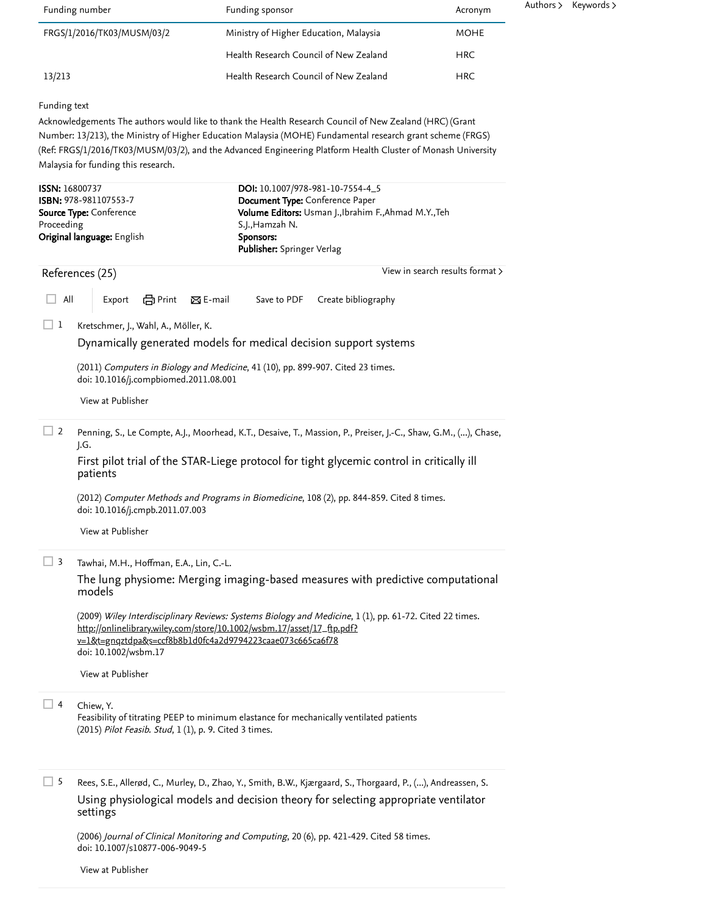| Funding number | Funding sponsor | Acronym |
| --- | --- | --- |
| FRGS/1/2016/TK03/MUSM/03/2 | Ministry of Higher Education, Malaysia | MOHE |
| | Health Research Council of New Zealand | HRC |
| 13/213 | Health Research Council of New Zealand | HRC |

Funding text

Acknowledgements The authors would like to thank the Health Research Council of New Zealand (HRC) (Grant Number: 13/213), the Ministry of Higher Education Malaysia (MOHE) Fundamental research grant scheme (FRGS) (Ref: FRGS/1/2016/TK03/MUSM/03/2), and the Advanced Engineering Platform Health Cluster of Monash University Malaysia for funding this research.

**ISSN:** 16800737
**ISBN:** 978-981107553-7
**Source Type:** Conference Proceeding
**Original language:** English

**DOI:** 10.1007/978-981-10-7554-4_5
**Document Type:** Conference Paper
**Volume Editors:** Usman J.,Ibrahim F.,Ahmad M.Y.,Teh S.J.,Hamzah N.
**Sponsors:**
**Publisher:** Springer Verlag

## References (25)

1. Kretschmer, J., Wahl, A., Möller, K.
   Dynamically generated models for medical decision support systems
   (2011) *Computers in Biology and Medicine*, 41 (10), pp. 899-907. Cited 23 times.
   doi: 10.1016/j.compbiomed.2011.08.001

2. Penning, S., Le Compte, A.J., Moorhead, K.T., Desaive, T., Massion, P., Preiser, J.-C., Shaw, G.M., (...), Chase, J.G.
   First pilot trial of the STAR-Liege protocol for tight glycemic control in critically ill patients
   (2012) *Computer Methods and Programs in Biomedicine*, 108 (2), pp. 844-859. Cited 8 times.
   doi: 10.1016/j.cmpb.2011.07.003

3. Tawhai, M.H., Hoffman, E.A., Lin, C.-L.
   The lung physiome: Merging imaging-based measures with predictive computational models
   (2009) *Wiley Interdisciplinary Reviews: Systems Biology and Medicine*, 1 (1), pp. 61-72. Cited 22 times.
   http://onlinelibrary.wiley.com/store/10.1002/wsbm.17/asset/17_ftp.pdf?v=1&t=gnqztdpa&s=ccf8b8b1d0fc4a2d9794223caae073c665ca6f78
   doi: 10.1002/wsbm.17

4. Chiew, Y.
   Feasibility of titrating PEEP to minimum elastance for mechanically ventilated patients
   (2015) *Pilot Feasib. Stud*, 1 (1), p. 9. Cited 3 times.

5. Rees, S.E., Allerød, C., Murley, D., Zhao, Y., Smith, B.W., Kjærgaard, S., Thorgaard, P., (...), Andreassen, S.
   Using physiological models and decision theory for selecting appropriate ventilator settings
   (2006) *Journal of Clinical Monitoring and Computing*, 20 (6), pp. 421-429. Cited 58 times.
   doi: 10.1007/s10877-006-9049-5